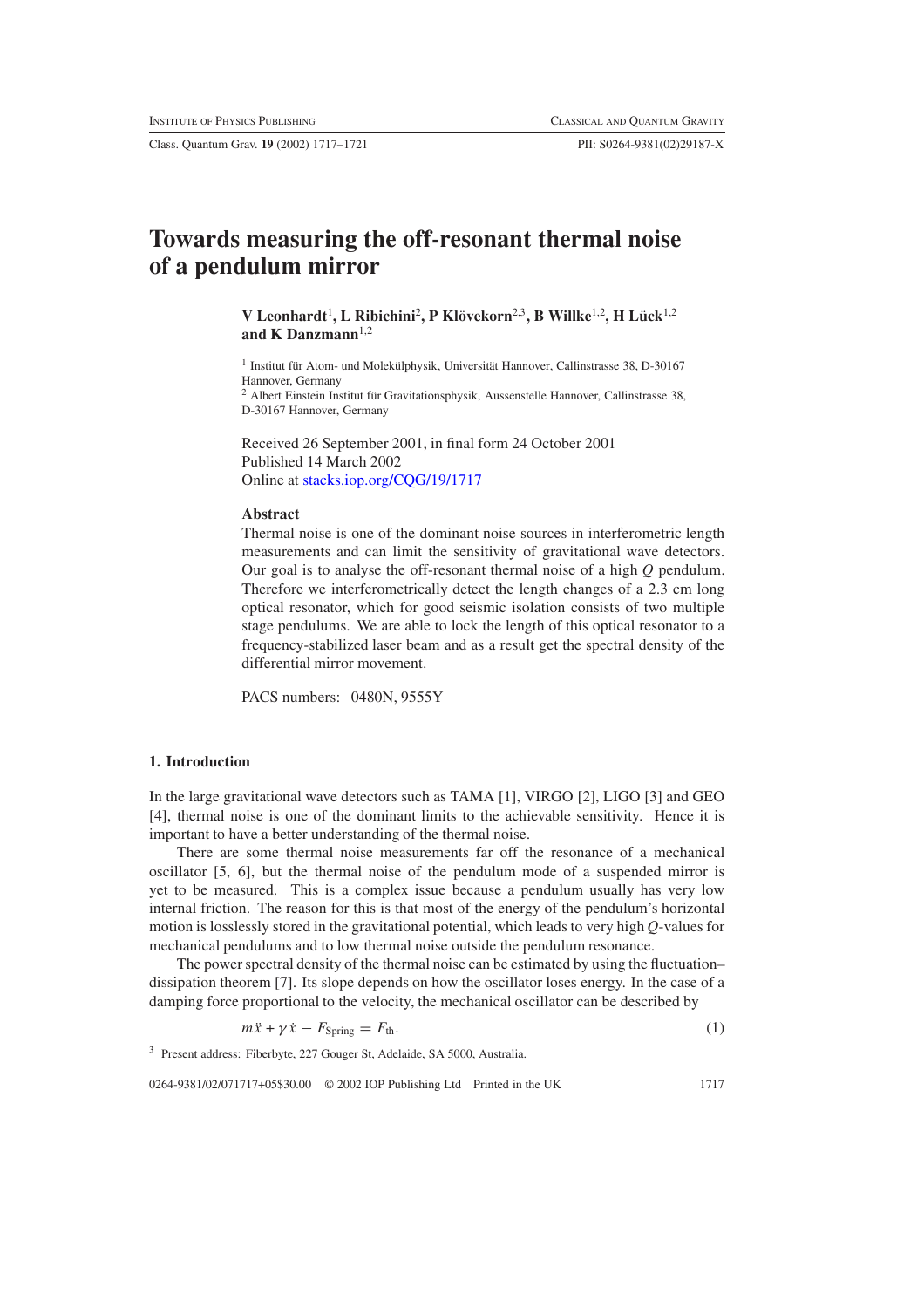# Towards measuring the off-resonant thermal noise of a pendulum mirror

**V Leonhardt[1], L Ribichini[2], P Klövekorn[2,3], B Willke[1,2], H Lück[1,2] and K Danzmann[1,2]**

[1] Institut für Atom- und Molekülphysik, Universität Hannover, Callinstrasse 38, D-30167 Hannover, Germany

[2] Albert Einstein Institut für Gravitationsphysik, Aussenstelle Hannover, Callinstrasse 38, D-30167 Hannover, Germany

Received 26 September 2001, in final form 24 October 2001
Published 14 March 2002
Online at stacks.iop.org/CQG/19/1717

### Abstract

Thermal noise is one of the dominant noise sources in interferometric length measurements and can limit the sensitivity of gravitational wave detectors. Our goal is to analyse the off-resonant thermal noise of a high $Q$ pendulum. Therefore we interferometrically detect the length changes of a 2.3 cm long optical resonator, which for good seismic isolation consists of two multiple stage pendulums. We are able to lock the length of this optical resonator to a frequency-stabilized laser beam and as a result get the spectral density of the differential mirror movement.

PACS numbers: 0480N, 9555Y

## 1. Introduction

In the large gravitational wave detectors such as TAMA [1], VIRGO [2], LIGO [3] and GEO [4], thermal noise is one of the dominant limits to the achievable sensitivity. Hence it is important to have a better understanding of the thermal noise.

There are some thermal noise measurements far off the resonance of a mechanical oscillator [5, 6], but the thermal noise of the pendulum mode of a suspended mirror is yet to be measured. This is a complex issue because a pendulum usually has very low internal friction. The reason for this is that most of the energy of the pendulum's horizontal motion is losslessly stored in the gravitational potential, which leads to very high $Q$-values for mechanical pendulums and to low thermal noise outside the pendulum resonance.

The power spectral density of the thermal noise can be estimated by using the fluctuation–dissipation theorem [7]. Its slope depends on how the oscillator loses energy. In the case of a damping force proportional to the velocity, the mechanical oscillator can be described by

$$m\ddot{x} + \gamma\dot{x} - F_{\text{Spring}} = F_{\text{th}}. \tag{1}$$

[3] Present address: Fiberbyte, 227 Gouger St, Adelaide, SA 5000, Australia.

0264-9381/02/071717+05$30.00 © 2002 IOP Publishing Ltd Printed in the UK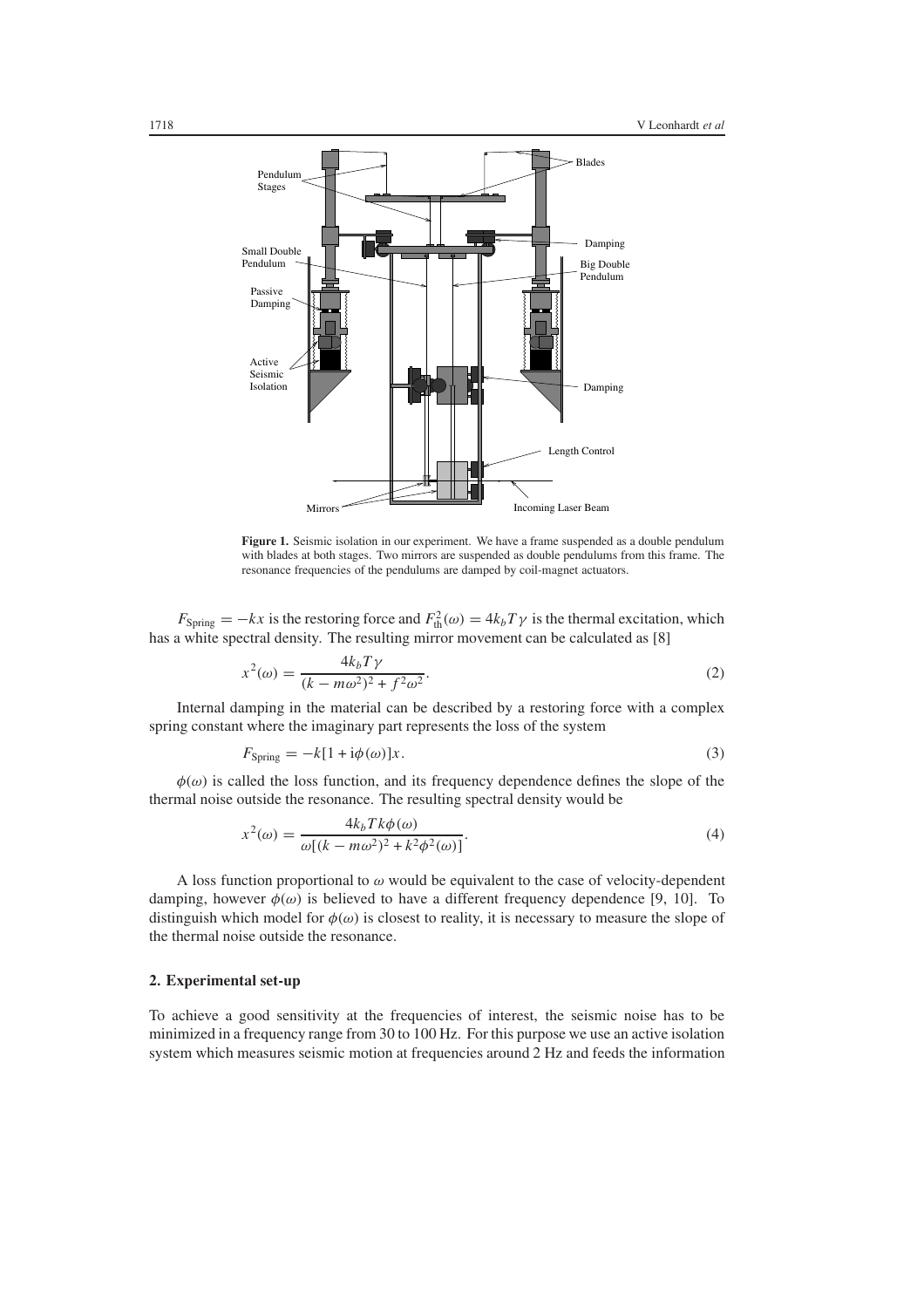**Figure 1.** Seismic isolation in our experiment. We have a frame suspended as a double pendulum with blades at both stages. Two mirrors are suspended as double pendulums from this frame. The resonance frequencies of the pendulums are damped by coil-magnet actuators.

$F_{\rm Spring} = -kx$ is the restoring force and $F_{\rm th}^2(\omega) = 4k_bT\gamma$ is the thermal excitation, which has a white spectral density. The resulting mirror movement can be calculated as [8]

$$x^2(\omega) = \frac{4k_bT\gamma}{(k - m\omega^2)^2 + f^2\omega^2}. \tag{2}$$

Internal damping in the material can be described by a restoring force with a complex spring constant where the imaginary part represents the loss of the system

$$F_{\rm Spring} = -k[1 + \mathrm{i}\phi(\omega)]x. \tag{3}$$

$\phi(\omega)$ is called the loss function, and its frequency dependence defines the slope of the thermal noise outside the resonance. The resulting spectral density would be

$$x^2(\omega) = \frac{4k_bTk\phi(\omega)}{\omega[(k - m\omega^2)^2 + k^2\phi^2(\omega)]}. \tag{4}$$

A loss function proportional to $\omega$ would be equivalent to the case of velocity-dependent damping, however $\phi(\omega)$ is believed to have a different frequency dependence [9, 10]. To distinguish which model for $\phi(\omega)$ is closest to reality, it is necessary to measure the slope of the thermal noise outside the resonance.

## 2. Experimental set-up

To achieve a good sensitivity at the frequencies of interest, the seismic noise has to be minimized in a frequency range from 30 to 100 Hz. For this purpose we use an active isolation system which measures seismic motion at frequencies around 2 Hz and feeds the information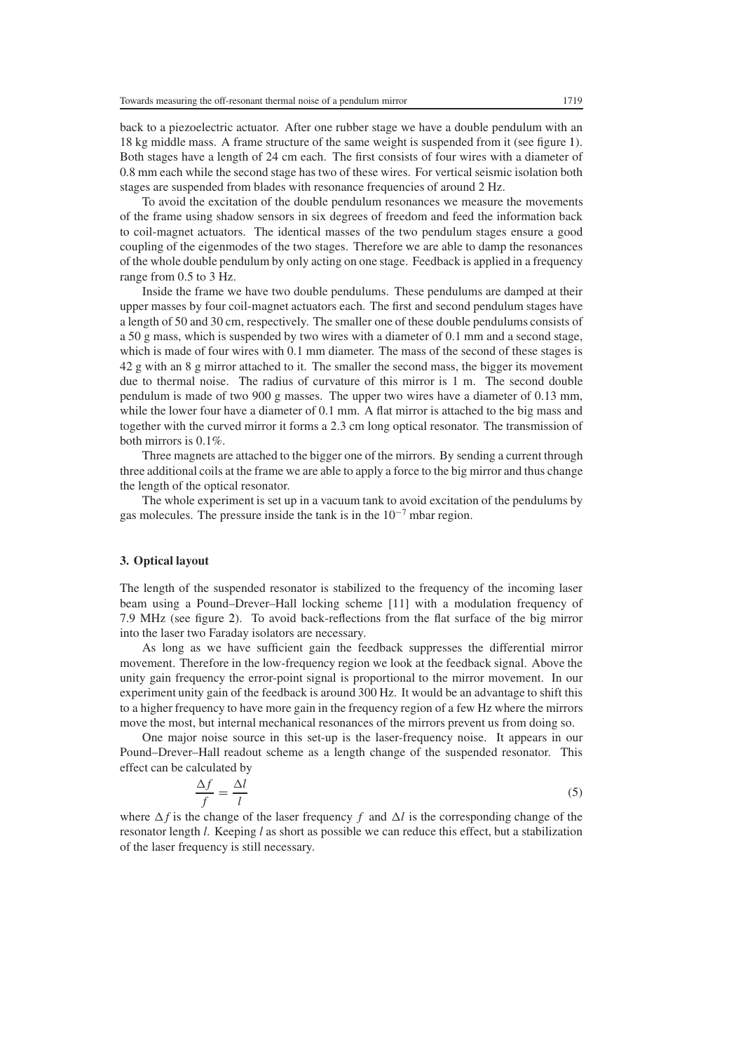back to a piezoelectric actuator. After one rubber stage we have a double pendulum with an 18 kg middle mass. A frame structure of the same weight is suspended from it (see figure 1). Both stages have a length of 24 cm each. The first consists of four wires with a diameter of 0.8 mm each while the second stage has two of these wires. For vertical seismic isolation both stages are suspended from blades with resonance frequencies of around 2 Hz.

To avoid the excitation of the double pendulum resonances we measure the movements of the frame using shadow sensors in six degrees of freedom and feed the information back to coil-magnet actuators. The identical masses of the two pendulum stages ensure a good coupling of the eigenmodes of the two stages. Therefore we are able to damp the resonances of the whole double pendulum by only acting on one stage. Feedback is applied in a frequency range from 0.5 to 3 Hz.

Inside the frame we have two double pendulums. These pendulums are damped at their upper masses by four coil-magnet actuators each. The first and second pendulum stages have a length of 50 and 30 cm, respectively. The smaller one of these double pendulums consists of a 50 g mass, which is suspended by two wires with a diameter of 0.1 mm and a second stage, which is made of four wires with 0.1 mm diameter. The mass of the second of these stages is 42 g with an 8 g mirror attached to it. The smaller the second mass, the bigger its movement due to thermal noise. The radius of curvature of this mirror is 1 m. The second double pendulum is made of two 900 g masses. The upper two wires have a diameter of 0.13 mm, while the lower four have a diameter of 0.1 mm. A flat mirror is attached to the big mass and together with the curved mirror it forms a 2.3 cm long optical resonator. The transmission of both mirrors is 0.1%.

Three magnets are attached to the bigger one of the mirrors. By sending a current through three additional coils at the frame we are able to apply a force to the big mirror and thus change the length of the optical resonator.

The whole experiment is set up in a vacuum tank to avoid excitation of the pendulums by gas molecules. The pressure inside the tank is in the $10^{-7}$ mbar region.

## 3. Optical layout

The length of the suspended resonator is stabilized to the frequency of the incoming laser beam using a Pound–Drever–Hall locking scheme [11] with a modulation frequency of 7.9 MHz (see figure 2). To avoid back-reflections from the flat surface of the big mirror into the laser two Faraday isolators are necessary.

As long as we have sufficient gain the feedback suppresses the differential mirror movement. Therefore in the low-frequency region we look at the feedback signal. Above the unity gain frequency the error-point signal is proportional to the mirror movement. In our experiment unity gain of the feedback is around 300 Hz. It would be an advantage to shift this to a higher frequency to have more gain in the frequency region of a few Hz where the mirrors move the most, but internal mechanical resonances of the mirrors prevent us from doing so.

One major noise source in this set-up is the laser-frequency noise. It appears in our Pound–Drever–Hall readout scheme as a length change of the suspended resonator. This effect can be calculated by

$$\frac{\Delta f}{f} = \frac{\Delta l}{l} \tag{5}$$

where $\Delta f$ is the change of the laser frequency $f$ and $\Delta l$ is the corresponding change of the resonator length $l$. Keeping $l$ as short as possible we can reduce this effect, but a stabilization of the laser frequency is still necessary.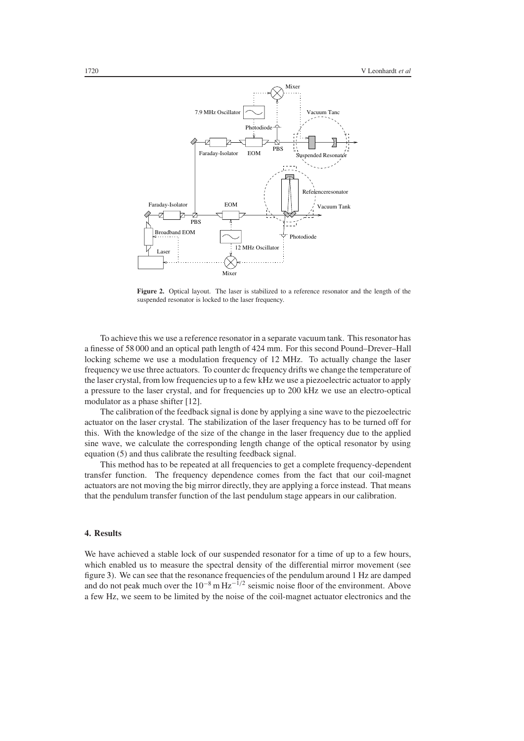**Figure 2.** Optical layout. The laser is stabilized to a reference resonator and the length of the suspended resonator is locked to the laser frequency.

To achieve this we use a reference resonator in a separate vacuum tank. This resonator has a finesse of 58 000 and an optical path length of 424 mm. For this second Pound–Drever–Hall locking scheme we use a modulation frequency of 12 MHz. To actually change the laser frequency we use three actuators. To counter dc frequency drifts we change the temperature of the laser crystal, from low frequencies up to a few kHz we use a piezoelectric actuator to apply a pressure to the laser crystal, and for frequencies up to 200 kHz we use an electro-optical modulator as a phase shifter [12].

The calibration of the feedback signal is done by applying a sine wave to the piezoelectric actuator on the laser crystal. The stabilization of the laser frequency has to be turned off for this. With the knowledge of the size of the change in the laser frequency due to the applied sine wave, we calculate the corresponding length change of the optical resonator by using equation (5) and thus calibrate the resulting feedback signal.

This method has to be repeated at all frequencies to get a complete frequency-dependent transfer function. The frequency dependence comes from the fact that our coil-magnet actuators are not moving the big mirror directly, they are applying a force instead. That means that the pendulum transfer function of the last pendulum stage appears in our calibration.

## 4. Results

We have achieved a stable lock of our suspended resonator for a time of up to a few hours, which enabled us to measure the spectral density of the differential mirror movement (see figure 3). We can see that the resonance frequencies of the pendulum around 1 Hz are damped and do not peak much over the $10^{-8}\,\mathrm{m\,Hz}^{-1/2}$ seismic noise floor of the environment. Above a few Hz, we seem to be limited by the noise of the coil-magnet actuator electronics and the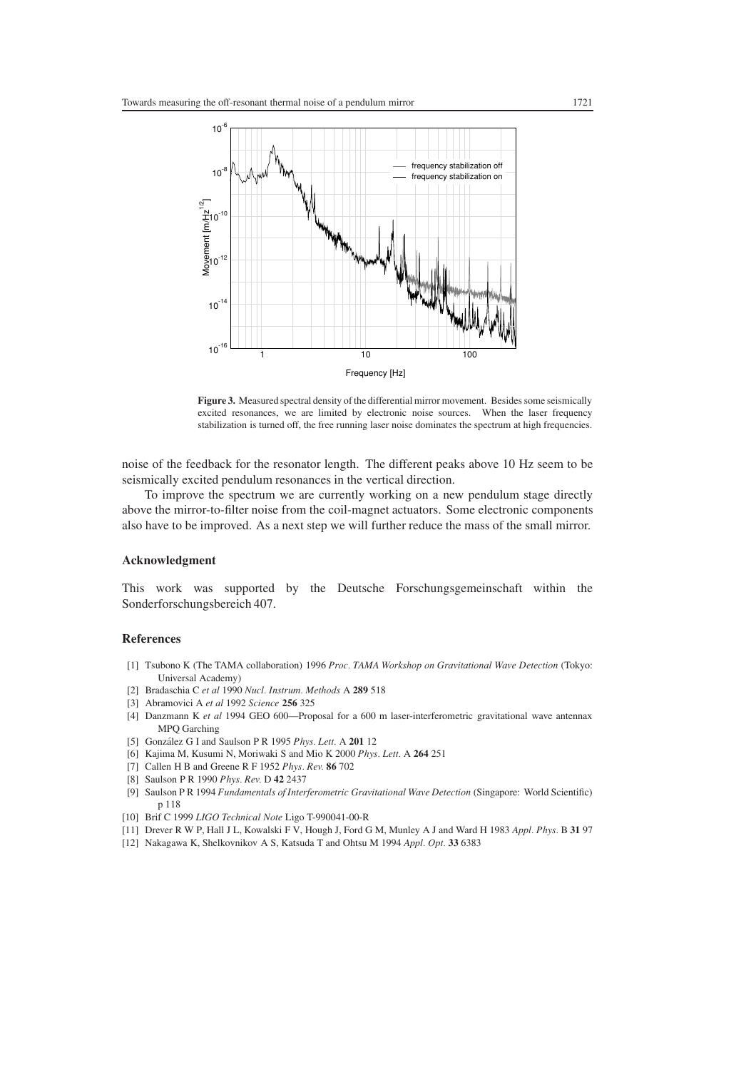$10^{-6}$

$10^{-8}$

$10^{-10}$

$10^{-12}$

$10^{-14}$

$10^{-16}$

Movement [m/Hz$^{1/2}$]

1

10

100

Frequency [Hz]

frequency stabilization off

frequency stabilization on

**Figure 3.** Measured spectral density of the differential mirror movement. Besides some seismically excited resonances, we are limited by electronic noise sources. When the laser frequency stabilization is turned off, the free running laser noise dominates the spectrum at high frequencies.

noise of the feedback for the resonator length. The different peaks above 10 Hz seem to be seismically excited pendulum resonances in the vertical direction.

To improve the spectrum we are currently working on a new pendulum stage directly above the mirror-to-filter noise from the coil-magnet actuators. Some electronic components also have to be improved. As a next step we will further reduce the mass of the small mirror.

## Acknowledgment

This work was supported by the Deutsche Forschungsgemeinschaft within the Sonderforschungsbereich 407.

## References

[1] Tsubono K (The TAMA collaboration) 1996 *Proc. TAMA Workshop on Gravitational Wave Detection* (Tokyo: Universal Academy)

[2] Bradaschia C *et al* 1990 *Nucl. Instrum. Methods* A **289** 518

[3] Abramovici A *et al* 1992 *Science* **256** 325

[4] Danzmann K *et al* 1994 GEO 600—Proposal for a 600 m laser-interferometric gravitational wave antennax MPQ Garching

[5] González G I and Saulson P R 1995 *Phys. Lett.* A **201** 12

[6] Kajima M, Kusumi N, Moriwaki S and Mio K 2000 *Phys. Lett.* A **264** 251

[7] Callen H B and Greene R F 1952 *Phys. Rev.* **86** 702

[8] Saulson P R 1990 *Phys. Rev.* D **42** 2437

[9] Saulson P R 1994 *Fundamentals of Interferometric Gravitational Wave Detection* (Singapore: World Scientific) p 118

[10] Brif C 1999 *LIGO Technical Note* Ligo T-990041-00-R

[11] Drever R W P, Hall J L, Kowalski F V, Hough J, Ford G M, Munley A J and Ward H 1983 *Appl. Phys.* B **31** 97

[12] Nakagawa K, Shelkovnikov A S, Katsuda T and Ohtsu M 1994 *Appl. Opt.* **33** 6383